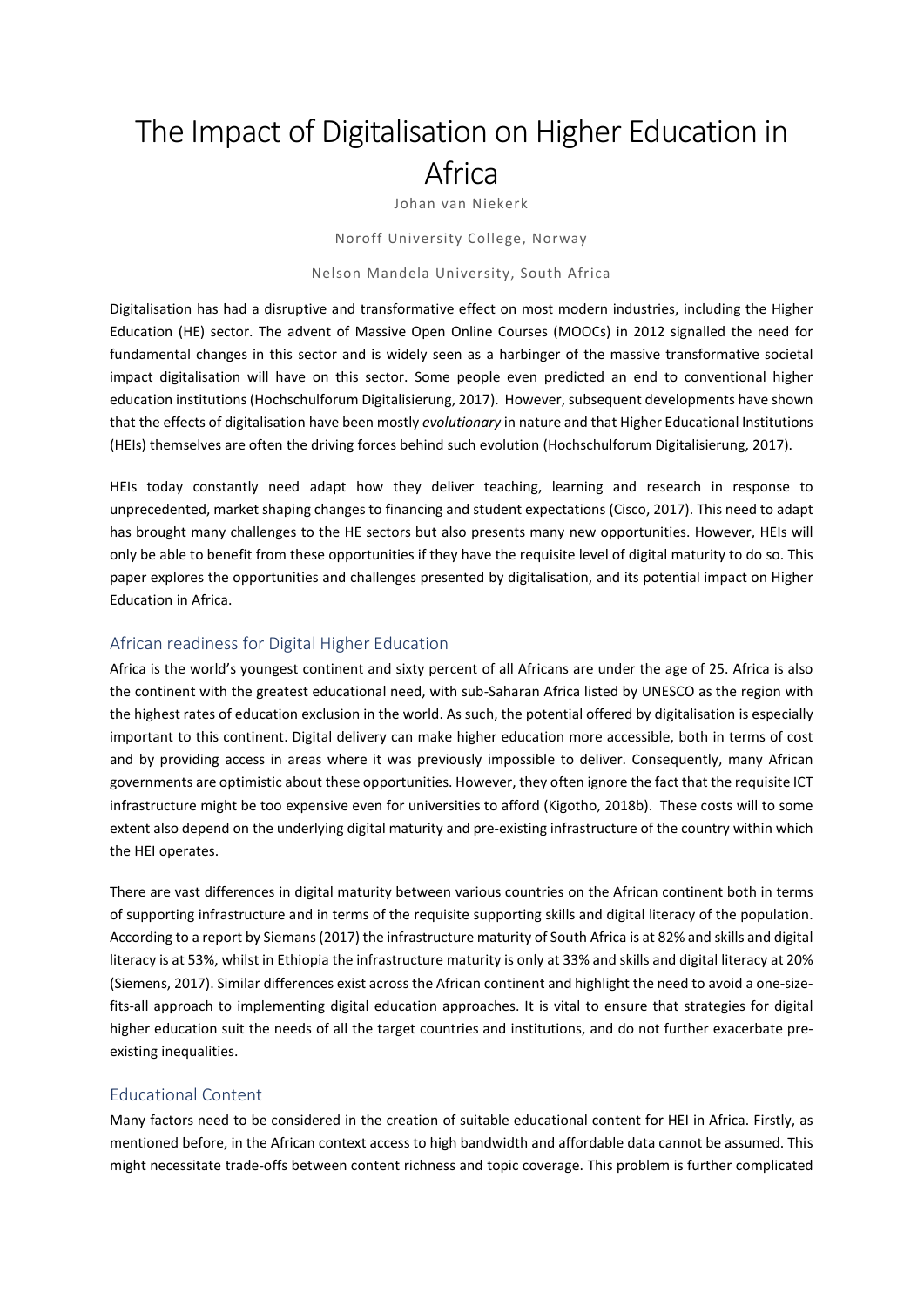# The Impact of Digitalisation on Higher Education in Africa

Johan van Niekerk

Noroff University College, Norway

Nelson Mandela University, South Africa

Digitalisation has had a disruptive and transformative effect on most modern industries, including the Higher Education (HE) sector. The advent of Massive Open Online Courses (MOOCs) in 2012 signalled the need for fundamental changes in this sector and is widely seen as a harbinger of the massive transformative societal impact digitalisation will have on this sector. Some people even predicted an end to conventional higher education institutions (Hochschulforum Digitalisierung, 2017). However, subsequent developments have shown that the effects of digitalisation have been mostly *evolutionary* in nature and that Higher Educational Institutions (HEIs) themselves are often the driving forces behind such evolution (Hochschulforum Digitalisierung, 2017).

HEIs today constantly need adapt how they deliver teaching, learning and research in response to unprecedented, market shaping changes to financing and student expectations (Cisco, 2017). This need to adapt has brought many challenges to the HE sectors but also presents many new opportunities. However, HEIs will only be able to benefit from these opportunities if they have the requisite level of digital maturity to do so. This paper explores the opportunities and challenges presented by digitalisation, and its potential impact on Higher Education in Africa.

## African readiness for Digital Higher Education

Africa is the world's youngest continent and sixty percent of all Africans are under the age of 25. Africa is also the continent with the greatest educational need, with sub-Saharan Africa listed by UNESCO as the region with the highest rates of education exclusion in the world. As such, the potential offered by digitalisation is especially important to this continent. Digital delivery can make higher education more accessible, both in terms of cost and by providing access in areas where it was previously impossible to deliver. Consequently, many African governments are optimistic about these opportunities. However, they often ignore the fact that the requisite ICT infrastructure might be too expensive even for universities to afford (Kigotho, 2018b). These costs will to some extent also depend on the underlying digital maturity and pre-existing infrastructure of the country within which the HEI operates.

There are vast differences in digital maturity between various countries on the African continent both in terms of supporting infrastructure and in terms of the requisite supporting skills and digital literacy of the population. According to a report by Siemans (2017) the infrastructure maturity of South Africa is at 82% and skills and digital literacy is at 53%, whilst in Ethiopia the infrastructure maturity is only at 33% and skills and digital literacy at 20% (Siemens, 2017). Similar differences exist across the African continent and highlight the need to avoid a one-size-fits-all approach to implementing digital education approaches. It is vital to ensure that strategies for digital higher education suit the needs of all the target countries and institutions, and do not further exacerbate pre-existing inequalities.

## Educational Content

Many factors need to be considered in the creation of suitable educational content for HEI in Africa. Firstly, as mentioned before, in the African context access to high bandwidth and affordable data cannot be assumed. This might necessitate trade-offs between content richness and topic coverage. This problem is further complicated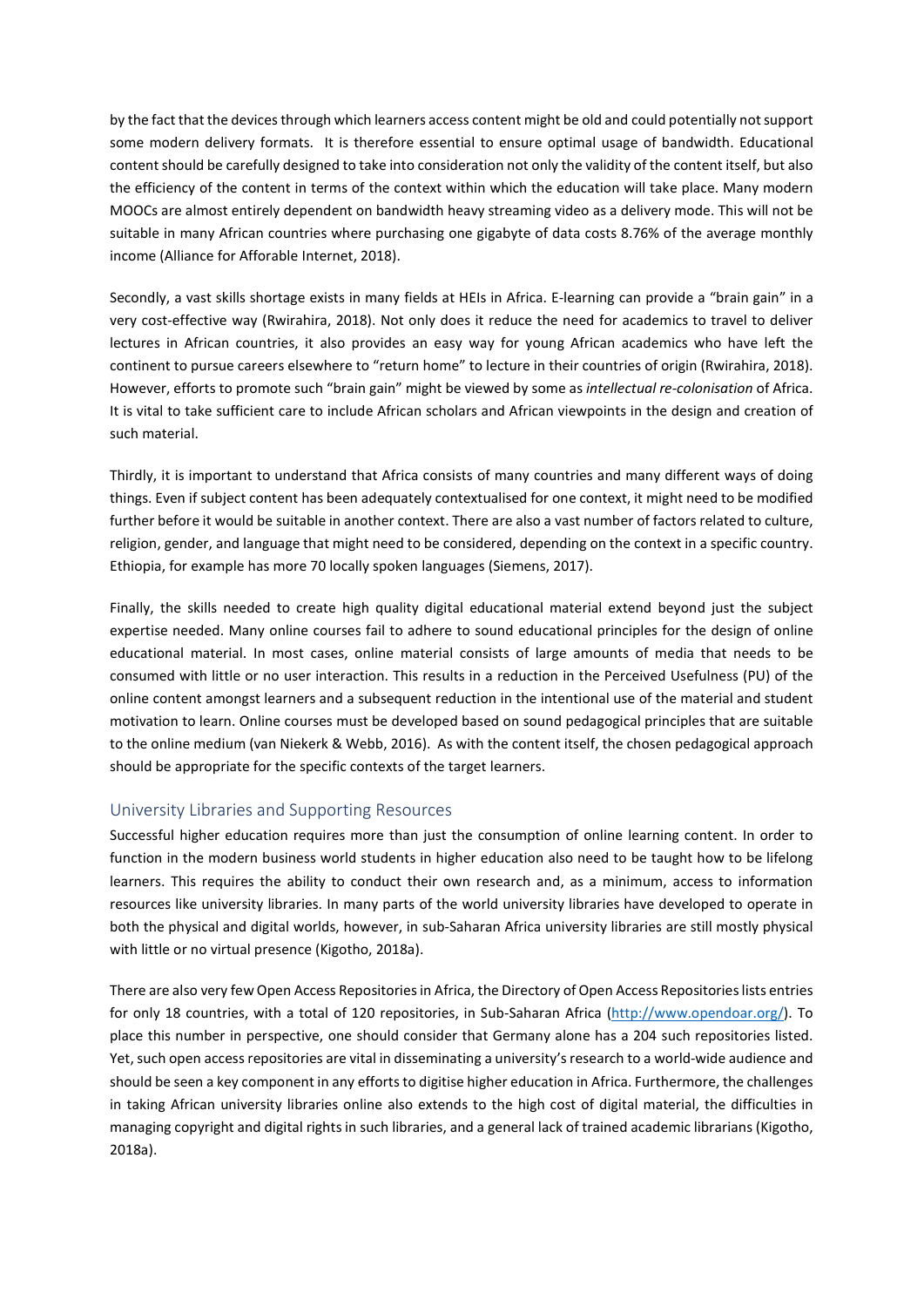by the fact that the devices through which learners access content might be old and could potentially not support some modern delivery formats. It is therefore essential to ensure optimal usage of bandwidth. Educational content should be carefully designed to take into consideration not only the validity of the content itself, but also the efficiency of the content in terms of the context within which the education will take place. Many modern MOOCs are almost entirely dependent on bandwidth heavy streaming video as a delivery mode. This will not be suitable in many African countries where purchasing one gigabyte of data costs 8.76% of the average monthly income (Alliance for Afforable Internet, 2018).

Secondly, a vast skills shortage exists in many fields at HEIs in Africa. E-learning can provide a "brain gain" in a very cost-effective way (Rwirahira, 2018). Not only does it reduce the need for academics to travel to deliver lectures in African countries, it also provides an easy way for young African academics who have left the continent to pursue careers elsewhere to "return home" to lecture in their countries of origin (Rwirahira, 2018). However, efforts to promote such "brain gain" might be viewed by some as *intellectual re-colonisation* of Africa. It is vital to take sufficient care to include African scholars and African viewpoints in the design and creation of such material.

Thirdly, it is important to understand that Africa consists of many countries and many different ways of doing things. Even if subject content has been adequately contextualised for one context, it might need to be modified further before it would be suitable in another context. There are also a vast number of factors related to culture, religion, gender, and language that might need to be considered, depending on the context in a specific country. Ethiopia, for example has more 70 locally spoken languages (Siemens, 2017).

Finally, the skills needed to create high quality digital educational material extend beyond just the subject expertise needed. Many online courses fail to adhere to sound educational principles for the design of online educational material. In most cases, online material consists of large amounts of media that needs to be consumed with little or no user interaction. This results in a reduction in the Perceived Usefulness (PU) of the online content amongst learners and a subsequent reduction in the intentional use of the material and student motivation to learn. Online courses must be developed based on sound pedagogical principles that are suitable to the online medium (van Niekerk & Webb, 2016). As with the content itself, the chosen pedagogical approach should be appropriate for the specific contexts of the target learners.

## University Libraries and Supporting Resources

Successful higher education requires more than just the consumption of online learning content. In order to function in the modern business world students in higher education also need to be taught how to be lifelong learners. This requires the ability to conduct their own research and, as a minimum, access to information resources like university libraries. In many parts of the world university libraries have developed to operate in both the physical and digital worlds, however, in sub-Saharan Africa university libraries are still mostly physical with little or no virtual presence (Kigotho, 2018a).

There are also very few Open Access Repositories in Africa, the Directory of Open Access Repositories lists entries for only 18 countries, with a total of 120 repositories, in Sub-Saharan Africa (http://www.opendoar.org/). To place this number in perspective, one should consider that Germany alone has a 204 such repositories listed. Yet, such open access repositories are vital in disseminating a university's research to a world-wide audience and should be seen a key component in any efforts to digitise higher education in Africa. Furthermore, the challenges in taking African university libraries online also extends to the high cost of digital material, the difficulties in managing copyright and digital rights in such libraries, and a general lack of trained academic librarians (Kigotho, 2018a).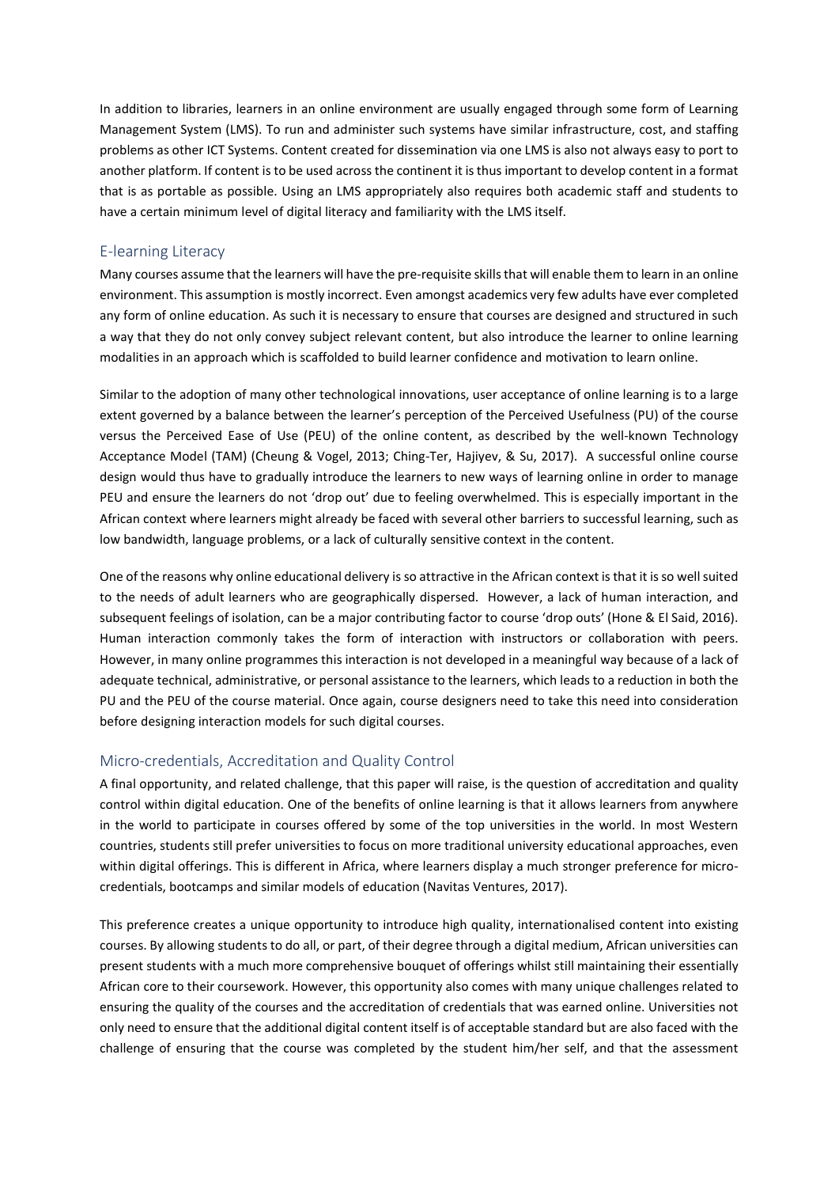In addition to libraries, learners in an online environment are usually engaged through some form of Learning Management System (LMS). To run and administer such systems have similar infrastructure, cost, and staffing problems as other ICT Systems. Content created for dissemination via one LMS is also not always easy to port to another platform. If content is to be used across the continent it is thus important to develop content in a format that is as portable as possible. Using an LMS appropriately also requires both academic staff and students to have a certain minimum level of digital literacy and familiarity with the LMS itself.

## E-learning Literacy

Many courses assume that the learners will have the pre-requisite skills that will enable them to learn in an online environment. This assumption is mostly incorrect. Even amongst academics very few adults have ever completed any form of online education. As such it is necessary to ensure that courses are designed and structured in such a way that they do not only convey subject relevant content, but also introduce the learner to online learning modalities in an approach which is scaffolded to build learner confidence and motivation to learn online.

Similar to the adoption of many other technological innovations, user acceptance of online learning is to a large extent governed by a balance between the learner's perception of the Perceived Usefulness (PU) of the course versus the Perceived Ease of Use (PEU) of the online content, as described by the well-known Technology Acceptance Model (TAM) (Cheung & Vogel, 2013; Ching-Ter, Hajiyev, & Su, 2017). A successful online course design would thus have to gradually introduce the learners to new ways of learning online in order to manage PEU and ensure the learners do not 'drop out' due to feeling overwhelmed. This is especially important in the African context where learners might already be faced with several other barriers to successful learning, such as low bandwidth, language problems, or a lack of culturally sensitive context in the content.

One of the reasons why online educational delivery is so attractive in the African context is that it is so well suited to the needs of adult learners who are geographically dispersed. However, a lack of human interaction, and subsequent feelings of isolation, can be a major contributing factor to course 'drop outs' (Hone & El Said, 2016). Human interaction commonly takes the form of interaction with instructors or collaboration with peers. However, in many online programmes this interaction is not developed in a meaningful way because of a lack of adequate technical, administrative, or personal assistance to the learners, which leads to a reduction in both the PU and the PEU of the course material. Once again, course designers need to take this need into consideration before designing interaction models for such digital courses.

## Micro-credentials, Accreditation and Quality Control

A final opportunity, and related challenge, that this paper will raise, is the question of accreditation and quality control within digital education. One of the benefits of online learning is that it allows learners from anywhere in the world to participate in courses offered by some of the top universities in the world. In most Western countries, students still prefer universities to focus on more traditional university educational approaches, even within digital offerings. This is different in Africa, where learners display a much stronger preference for micro-credentials, bootcamps and similar models of education (Navitas Ventures, 2017).

This preference creates a unique opportunity to introduce high quality, internationalised content into existing courses. By allowing students to do all, or part, of their degree through a digital medium, African universities can present students with a much more comprehensive bouquet of offerings whilst still maintaining their essentially African core to their coursework. However, this opportunity also comes with many unique challenges related to ensuring the quality of the courses and the accreditation of credentials that was earned online. Universities not only need to ensure that the additional digital content itself is of acceptable standard but are also faced with the challenge of ensuring that the course was completed by the student him/her self, and that the assessment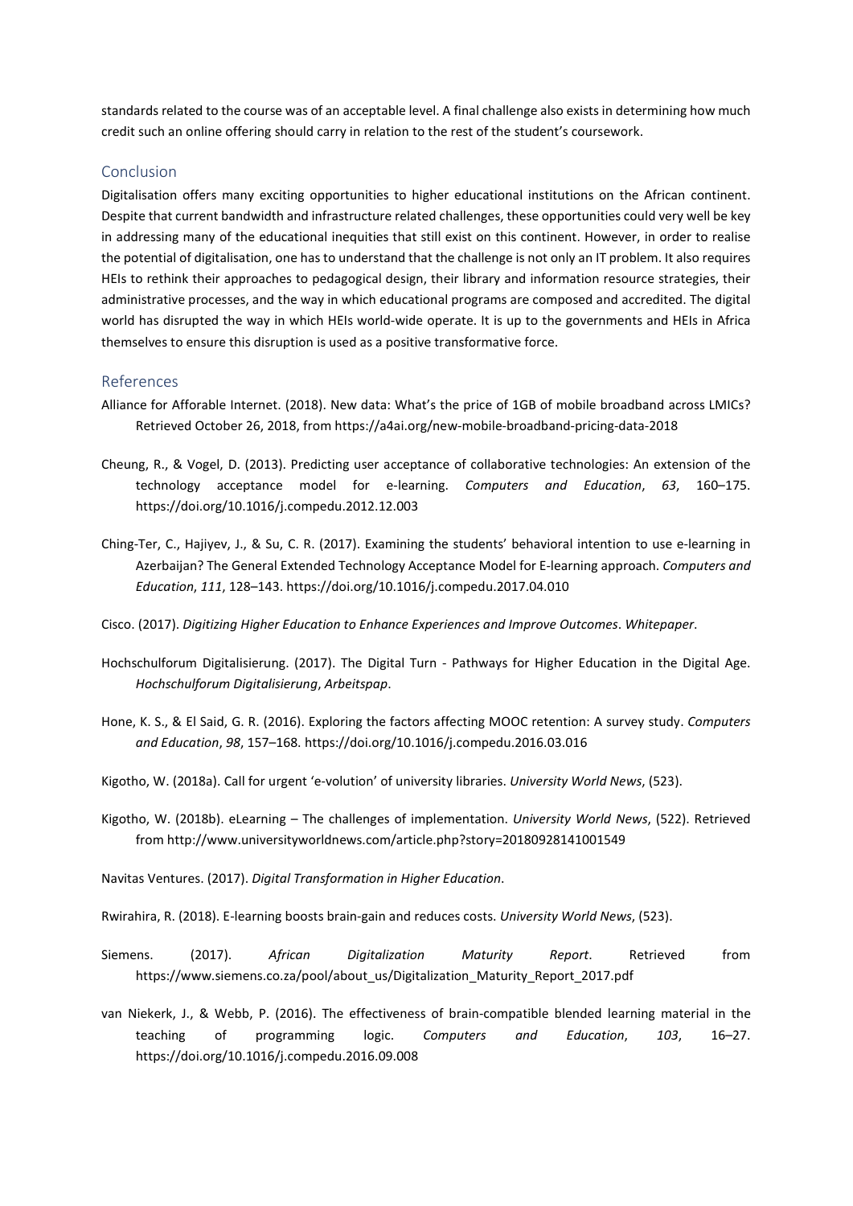standards related to the course was of an acceptable level. A final challenge also exists in determining how much credit such an online offering should carry in relation to the rest of the student's coursework.

## Conclusion

Digitalisation offers many exciting opportunities to higher educational institutions on the African continent. Despite that current bandwidth and infrastructure related challenges, these opportunities could very well be key in addressing many of the educational inequities that still exist on this continent. However, in order to realise the potential of digitalisation, one has to understand that the challenge is not only an IT problem. It also requires HEIs to rethink their approaches to pedagogical design, their library and information resource strategies, their administrative processes, and the way in which educational programs are composed and accredited. The digital world has disrupted the way in which HEIs world-wide operate. It is up to the governments and HEIs in Africa themselves to ensure this disruption is used as a positive transformative force.

## References

Alliance for Aforable Internet. (2018). New data: What's the price of 1GB of mobile broadband across LMICs? Retrieved October 26, 2018, from https://a4ai.org/new-mobile-broadband-pricing-data-2018

Cheung, R., & Vogel, D. (2013). Predicting user acceptance of collaborative technologies: An extension of the technology acceptance model for e-learning. *Computers and Education*, *63*, 160–175. https://doi.org/10.1016/j.compedu.2012.12.003

Ching-Ter, C., Hajiyev, J., & Su, C. R. (2017). Examining the students' behavioral intention to use e-learning in Azerbaijan? The General Extended Technology Acceptance Model for E-learning approach. *Computers and Education*, *111*, 128–143. https://doi.org/10.1016/j.compedu.2017.04.010

Cisco. (2017). *Digitizing Higher Education to Enhance Experiences and Improve Outcomes*. *Whitepaper*.

Hochschulforum Digitalisierung. (2017). The Digital Turn - Pathways for Higher Education in the Digital Age. *Hochschulforum Digitalisierung*, *Arbeitspap*.

Hone, K. S., & El Said, G. R. (2016). Exploring the factors affecting MOOC retention: A survey study. *Computers and Education*, *98*, 157–168. https://doi.org/10.1016/j.compedu.2016.03.016

Kigotho, W. (2018a). Call for urgent 'e-volution' of university libraries. *University World News*, (523).

Kigotho, W. (2018b). eLearning – The challenges of implementation. *University World News*, (522). Retrieved from http://www.universityworldnews.com/article.php?story=20180928141001549

Navitas Ventures. (2017). *Digital Transformation in Higher Education*.

Rwirahira, R. (2018). E-learning boosts brain-gain and reduces costs. *University World News*, (523).

Siemens. (2017). *African Digitalization Maturity Report*. Retrieved from https://www.siemens.co.za/pool/about_us/Digitalization_Maturity_Report_2017.pdf

van Niekerk, J., & Webb, P. (2016). The effectiveness of brain-compatible blended learning material in the teaching of programming logic. *Computers and Education*, *103*, 16–27. https://doi.org/10.1016/j.compedu.2016.09.008